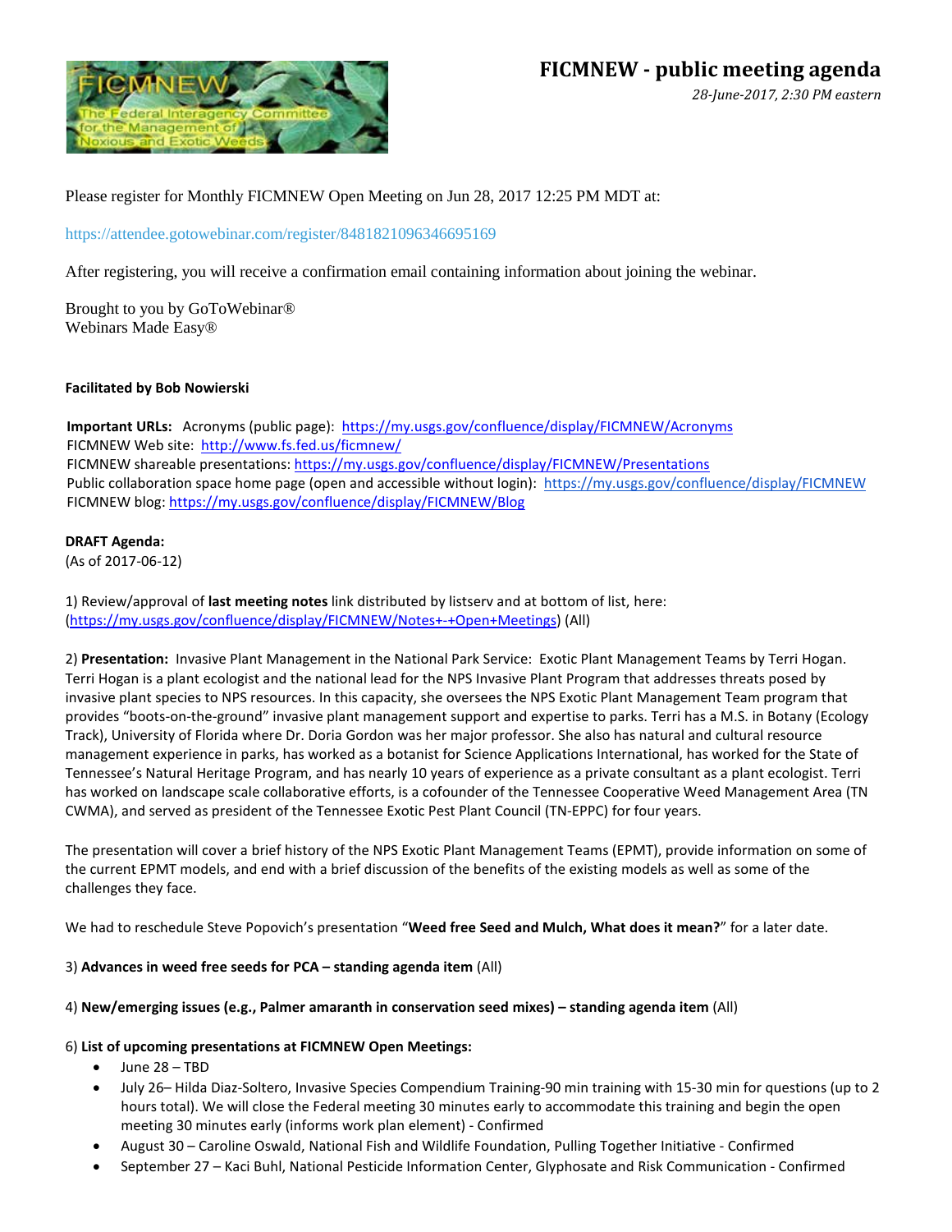# FICMNEW - public meeting agenda

*28-June-2017, 2:30 PM eastern*

Please register for Monthly FICMNEW Open Meeting on Jun 28, 2017 12:25 PM MDT at:

https://attendee.gotowebinar.com/register/8481821096346695169

After registering, you will receive a confirmation email containing information about joining the webinar.

Brought to you by GoToWebinar®
Webinars Made Easy®

**Facilitated by Bob Nowierski**

**Important URLs:** Acronyms (public page): https://my.usgs.gov/confluence/display/FICMNEW/Acronyms
FICMNEW Web site: http://www.fs.fed.us/ficmnew/
FICMNEW shareable presentations: https://my.usgs.gov/confluence/display/FICMNEW/Presentations
Public collaboration space home page (open and accessible without login): https://my.usgs.gov/confluence/display/FICMNEW
FICMNEW blog: https://my.usgs.gov/confluence/display/FICMNEW/Blog

**DRAFT Agenda:**
(As of 2017-06-12)

1) Review/approval of **last meeting notes** link distributed by listserv and at bottom of list, here: (https://my.usgs.gov/confluence/display/FICMNEW/Notes+-+Open+Meetings) (All)

2) **Presentation:** Invasive Plant Management in the National Park Service: Exotic Plant Management Teams by Terri Hogan. Terri Hogan is a plant ecologist and the national lead for the NPS Invasive Plant Program that addresses threats posed by invasive plant species to NPS resources. In this capacity, she oversees the NPS Exotic Plant Management Team program that provides "boots-on-the-ground" invasive plant management support and expertise to parks. Terri has a M.S. in Botany (Ecology Track), University of Florida where Dr. Doria Gordon was her major professor. She also has natural and cultural resource management experience in parks, has worked as a botanist for Science Applications International, has worked for the State of Tennessee's Natural Heritage Program, and has nearly 10 years of experience as a private consultant as a plant ecologist. Terri has worked on landscape scale collaborative efforts, is a cofounder of the Tennessee Cooperative Weed Management Area (TN CWMA), and served as president of the Tennessee Exotic Pest Plant Council (TN-EPPC) for four years.

The presentation will cover a brief history of the NPS Exotic Plant Management Teams (EPMT), provide information on some of the current EPMT models, and end with a brief discussion of the benefits of the existing models as well as some of the challenges they face.

We had to reschedule Steve Popovich's presentation "**Weed free Seed and Mulch, What does it mean?**" for a later date.

3) **Advances in weed free seeds for PCA – standing agenda item** (All)

4) **New/emerging issues (e.g., Palmer amaranth in conservation seed mixes) – standing agenda item** (All)

6) **List of upcoming presentations at FICMNEW Open Meetings:**

- June 28 – TBD
- July 26– Hilda Diaz-Soltero, Invasive Species Compendium Training-90 min training with 15-30 min for questions (up to 2 hours total). We will close the Federal meeting 30 minutes early to accommodate this training and begin the open meeting 30 minutes early (informs work plan element) - Confirmed
- August 30 – Caroline Oswald, National Fish and Wildlife Foundation, Pulling Together Initiative - Confirmed
- September 27 – Kaci Buhl, National Pesticide Information Center, Glyphosate and Risk Communication - Confirmed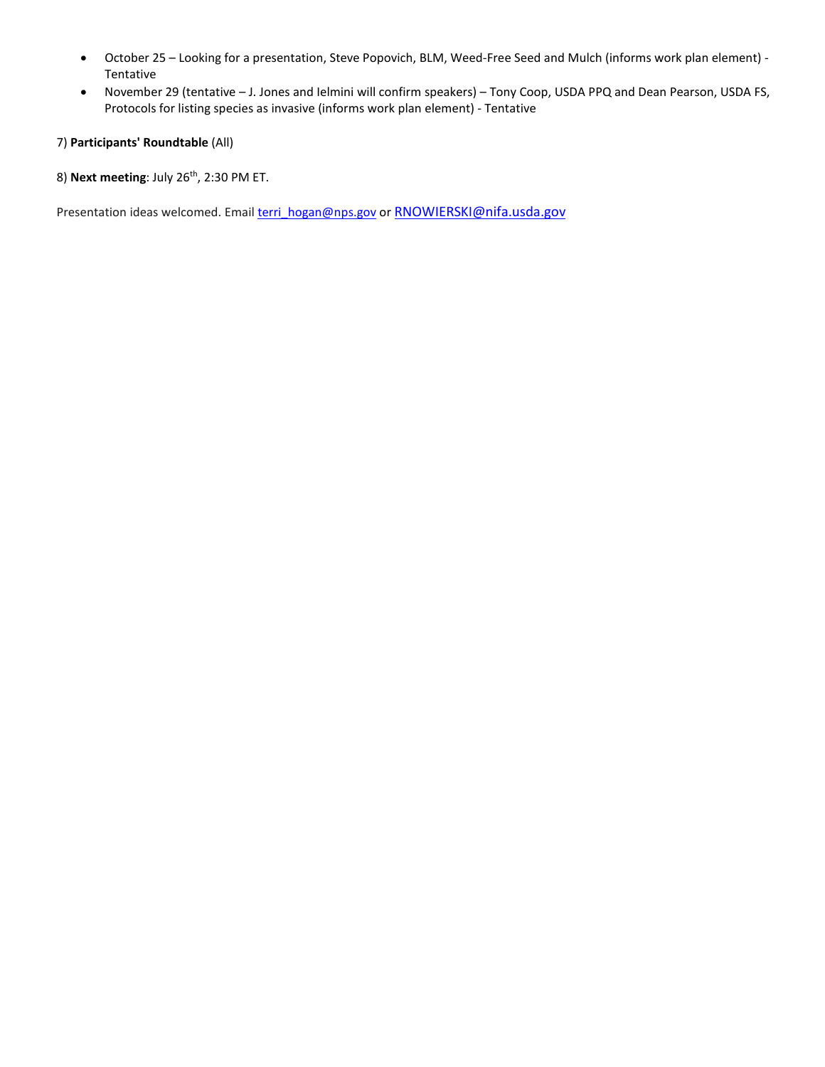- October 25 – Looking for a presentation, Steve Popovich, BLM, Weed-Free Seed and Mulch (informs work plan element) - Tentative
- November 29 (tentative – J. Jones and Ielmini will confirm speakers) – Tony Coop, USDA PPQ and Dean Pearson, USDA FS, Protocols for listing species as invasive (informs work plan element) - Tentative

7) **Participants' Roundtable** (All)

8) **Next meeting**: July 26th, 2:30 PM ET.

Presentation ideas welcomed. Email terri_hogan@nps.gov or RNOWIERSKI@nifa.usda.gov